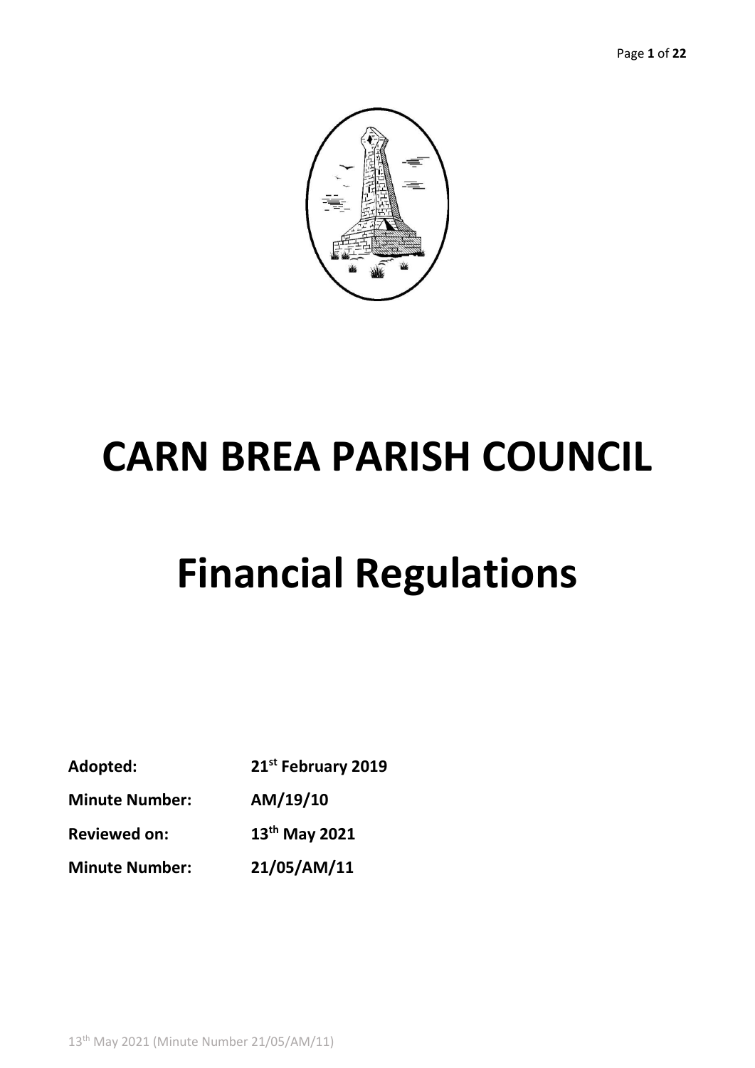# CARN BREA PARISH COUNCIL

# Financial Regulations

**Adopted:** **21st February 2019**

**Minute Number:** **AM/19/10**

**Reviewed on:** **13th May 2021**

**Minute Number:** **21/05/AM/11**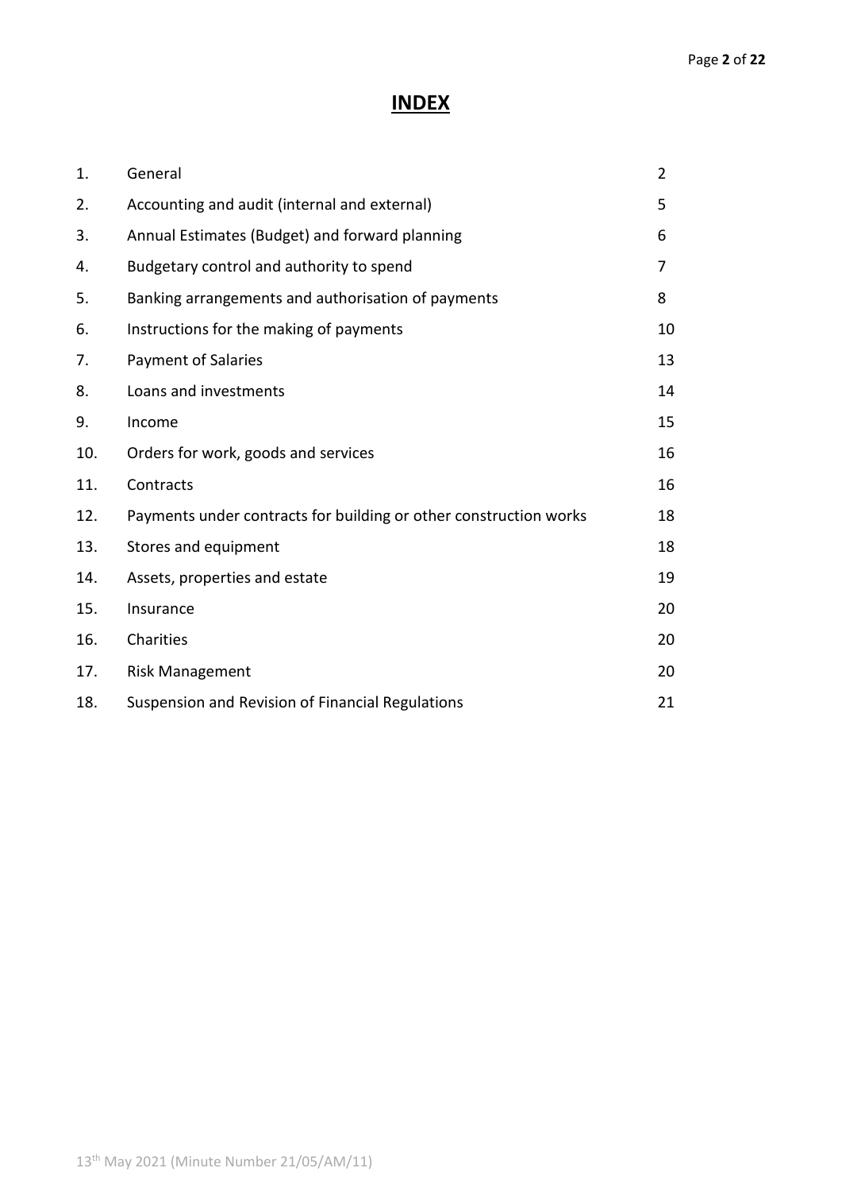# INDEX

| | | |
|---|---|---|
| 1. | General | 2 |
| 2. | Accounting and audit (internal and external) | 5 |
| 3. | Annual Estimates (Budget) and forward planning | 6 |
| 4. | Budgetary control and authority to spend | 7 |
| 5. | Banking arrangements and authorisation of payments | 8 |
| 6. | Instructions for the making of payments | 10 |
| 7. | Payment of Salaries | 13 |
| 8. | Loans and investments | 14 |
| 9. | Income | 15 |
| 10. | Orders for work, goods and services | 16 |
| 11. | Contracts | 16 |
| 12. | Payments under contracts for building or other construction works | 18 |
| 13. | Stores and equipment | 18 |
| 14. | Assets, properties and estate | 19 |
| 15. | Insurance | 20 |
| 16. | Charities | 20 |
| 17. | Risk Management | 20 |
| 18. | Suspension and Revision of Financial Regulations | 21 |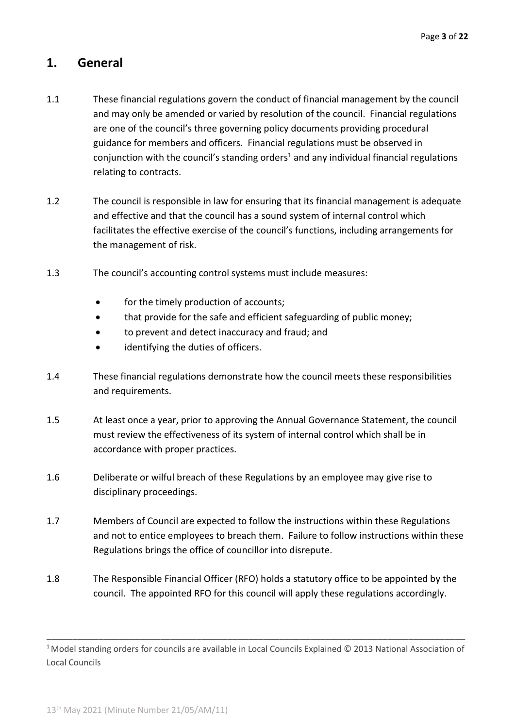## 1. General

1.1 These financial regulations govern the conduct of financial management by the council and may only be amended or varied by resolution of the council. Financial regulations are one of the council's three governing policy documents providing procedural guidance for members and officers. Financial regulations must be observed in conjunction with the council's standing orders[1] and any individual financial regulations relating to contracts.

1.2 The council is responsible in law for ensuring that its financial management is adequate and effective and that the council has a sound system of internal control which facilitates the effective exercise of the council's functions, including arrangements for the management of risk.

1.3 The council's accounting control systems must include measures:

- for the timely production of accounts;
- that provide for the safe and efficient safeguarding of public money;
- to prevent and detect inaccuracy and fraud; and
- identifying the duties of officers.

1.4 These financial regulations demonstrate how the council meets these responsibilities and requirements.

1.5 At least once a year, prior to approving the Annual Governance Statement, the council must review the effectiveness of its system of internal control which shall be in accordance with proper practices.

1.6 Deliberate or wilful breach of these Regulations by an employee may give rise to disciplinary proceedings.

1.7 Members of Council are expected to follow the instructions within these Regulations and not to entice employees to breach them. Failure to follow instructions within these Regulations brings the office of councillor into disrepute.

1.8 The Responsible Financial Officer (RFO) holds a statutory office to be appointed by the council. The appointed RFO for this council will apply these regulations accordingly.

---

[1] Model standing orders for councils are available in Local Councils Explained © 2013 National Association of Local Councils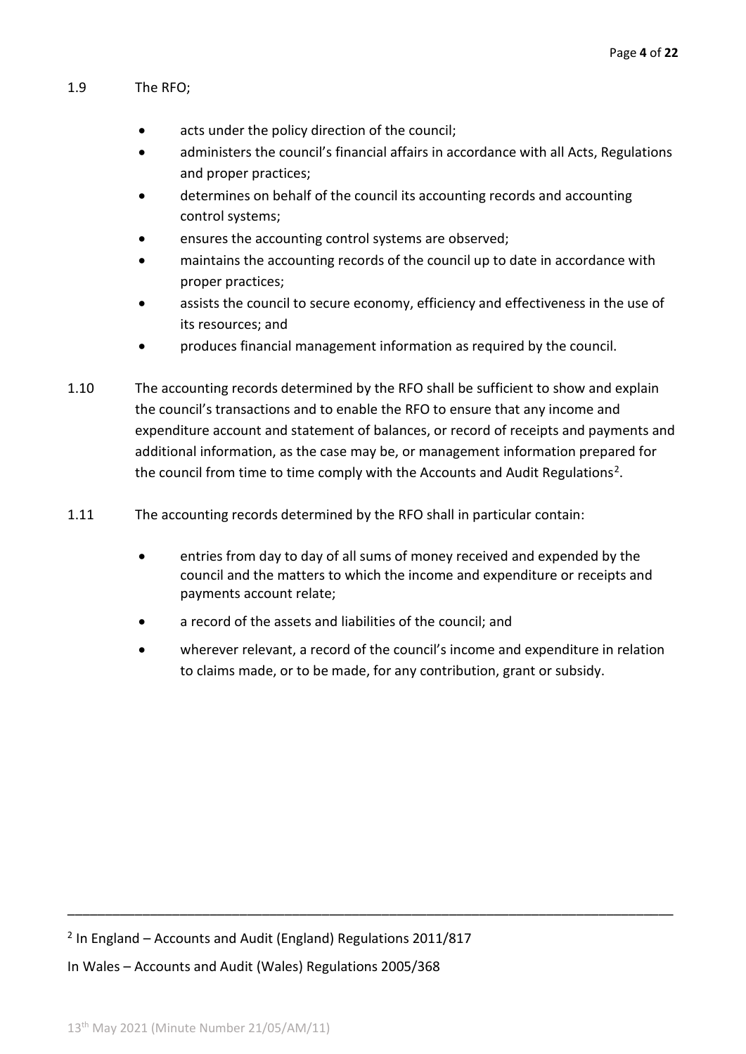1.9 The RFO;

- acts under the policy direction of the council;
- administers the council's financial affairs in accordance with all Acts, Regulations and proper practices;
- determines on behalf of the council its accounting records and accounting control systems;
- ensures the accounting control systems are observed;
- maintains the accounting records of the council up to date in accordance with proper practices;
- assists the council to secure economy, efficiency and effectiveness in the use of its resources; and
- produces financial management information as required by the council.

1.10 The accounting records determined by the RFO shall be sufficient to show and explain the council's transactions and to enable the RFO to ensure that any income and expenditure account and statement of balances, or record of receipts and payments and additional information, as the case may be, or management information prepared for the council from time to time comply with the Accounts and Audit Regulations[2].

1.11 The accounting records determined by the RFO shall in particular contain:

- entries from day to day of all sums of money received and expended by the council and the matters to which the income and expenditure or receipts and payments account relate;
- a record of the assets and liabilities of the council; and
- wherever relevant, a record of the council's income and expenditure in relation to claims made, or to be made, for any contribution, grant or subsidy.

---

[2] In England – Accounts and Audit (England) Regulations 2011/817

In Wales – Accounts and Audit (Wales) Regulations 2005/368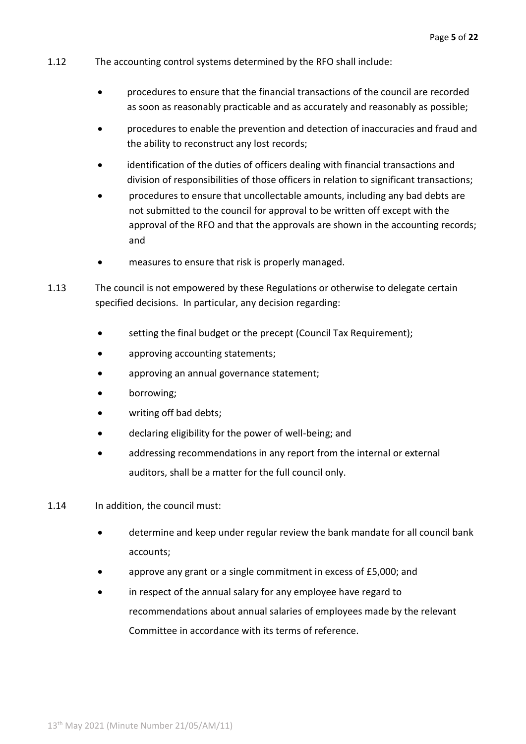1.12 The accounting control systems determined by the RFO shall include:

- procedures to ensure that the financial transactions of the council are recorded as soon as reasonably practicable and as accurately and reasonably as possible;
- procedures to enable the prevention and detection of inaccuracies and fraud and the ability to reconstruct any lost records;
- identification of the duties of officers dealing with financial transactions and division of responsibilities of those officers in relation to significant transactions;
- procedures to ensure that uncollectable amounts, including any bad debts are not submitted to the council for approval to be written off except with the approval of the RFO and that the approvals are shown in the accounting records; and
- measures to ensure that risk is properly managed.

1.13 The council is not empowered by these Regulations or otherwise to delegate certain specified decisions. In particular, any decision regarding:

- setting the final budget or the precept (Council Tax Requirement);
- approving accounting statements;
- approving an annual governance statement;
- borrowing;
- writing off bad debts;
- declaring eligibility for the power of well-being; and
- addressing recommendations in any report from the internal or external auditors, shall be a matter for the full council only.

1.14 In addition, the council must:

- determine and keep under regular review the bank mandate for all council bank accounts;
- approve any grant or a single commitment in excess of £5,000; and
- in respect of the annual salary for any employee have regard to recommendations about annual salaries of employees made by the relevant Committee in accordance with its terms of reference.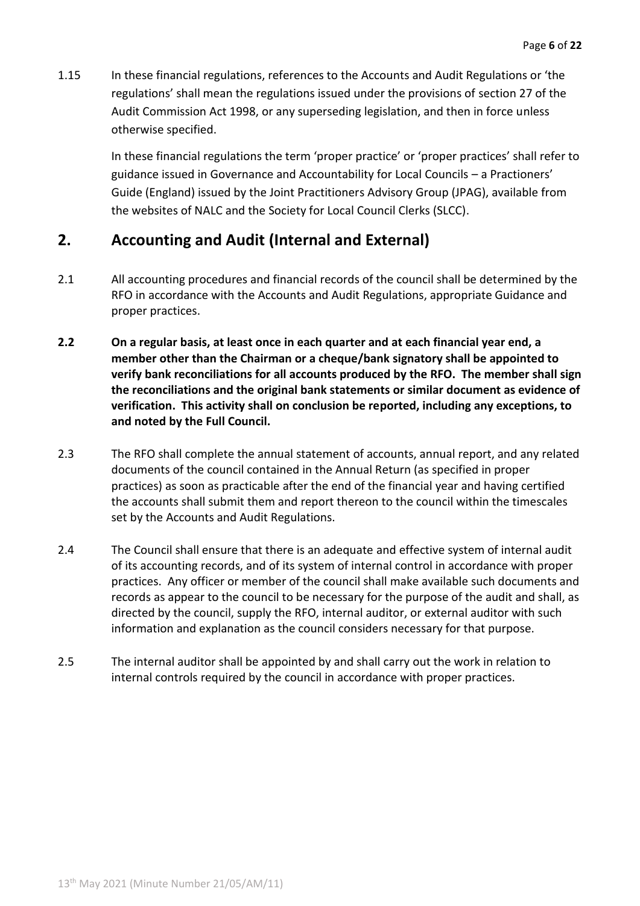1.15 In these financial regulations, references to the Accounts and Audit Regulations or 'the regulations' shall mean the regulations issued under the provisions of section 27 of the Audit Commission Act 1998, or any superseding legislation, and then in force unless otherwise specified.

In these financial regulations the term 'proper practice' or 'proper practices' shall refer to guidance issued in Governance and Accountability for Local Councils – a Practioners' Guide (England) issued by the Joint Practitioners Advisory Group (JPAG), available from the websites of NALC and the Society for Local Council Clerks (SLCC).

## 2. Accounting and Audit (Internal and External)

2.1 All accounting procedures and financial records of the council shall be determined by the RFO in accordance with the Accounts and Audit Regulations, appropriate Guidance and proper practices.

**2.2 On a regular basis, at least once in each quarter and at each financial year end, a member other than the Chairman or a cheque/bank signatory shall be appointed to verify bank reconciliations for all accounts produced by the RFO. The member shall sign the reconciliations and the original bank statements or similar document as evidence of verification. This activity shall on conclusion be reported, including any exceptions, to and noted by the Full Council.**

2.3 The RFO shall complete the annual statement of accounts, annual report, and any related documents of the council contained in the Annual Return (as specified in proper practices) as soon as practicable after the end of the financial year and having certified the accounts shall submit them and report thereon to the council within the timescales set by the Accounts and Audit Regulations.

2.4 The Council shall ensure that there is an adequate and effective system of internal audit of its accounting records, and of its system of internal control in accordance with proper practices. Any officer or member of the council shall make available such documents and records as appear to the council to be necessary for the purpose of the audit and shall, as directed by the council, supply the RFO, internal auditor, or external auditor with such information and explanation as the council considers necessary for that purpose.

2.5 The internal auditor shall be appointed by and shall carry out the work in relation to internal controls required by the council in accordance with proper practices.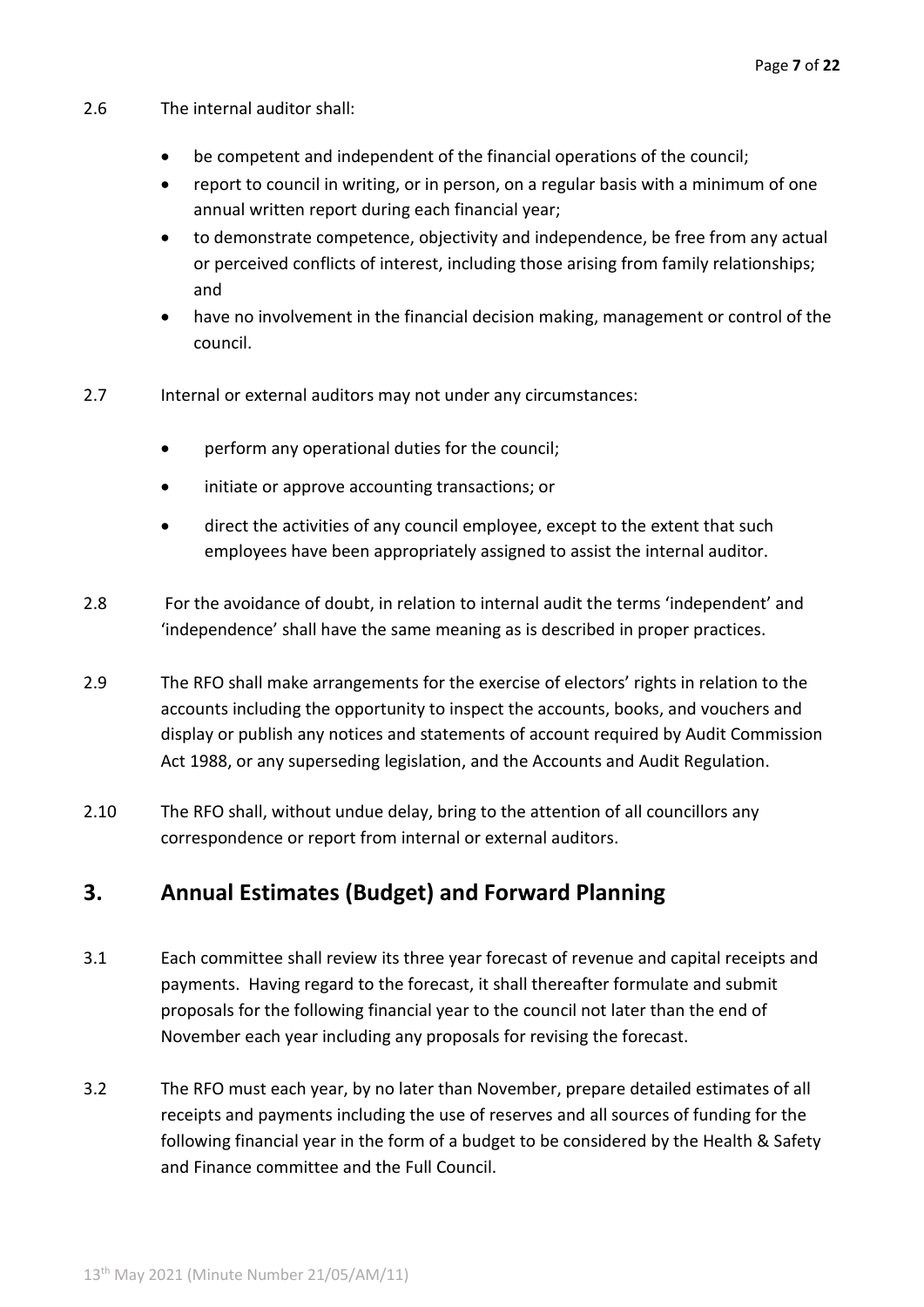2.6 The internal auditor shall:

- be competent and independent of the financial operations of the council;
- report to council in writing, or in person, on a regular basis with a minimum of one annual written report during each financial year;
- to demonstrate competence, objectivity and independence, be free from any actual or perceived conflicts of interest, including those arising from family relationships; and
- have no involvement in the financial decision making, management or control of the council.

2.7 Internal or external auditors may not under any circumstances:

- perform any operational duties for the council;
- initiate or approve accounting transactions; or
- direct the activities of any council employee, except to the extent that such employees have been appropriately assigned to assist the internal auditor.

2.8 For the avoidance of doubt, in relation to internal audit the terms 'independent' and 'independence' shall have the same meaning as is described in proper practices.

2.9 The RFO shall make arrangements for the exercise of electors' rights in relation to the accounts including the opportunity to inspect the accounts, books, and vouchers and display or publish any notices and statements of account required by Audit Commission Act 1988, or any superseding legislation, and the Accounts and Audit Regulation.

2.10 The RFO shall, without undue delay, bring to the attention of all councillors any correspondence or report from internal or external auditors.

## 3. Annual Estimates (Budget) and Forward Planning

3.1 Each committee shall review its three year forecast of revenue and capital receipts and payments. Having regard to the forecast, it shall thereafter formulate and submit proposals for the following financial year to the council not later than the end of November each year including any proposals for revising the forecast.

3.2 The RFO must each year, by no later than November, prepare detailed estimates of all receipts and payments including the use of reserves and all sources of funding for the following financial year in the form of a budget to be considered by the Health & Safety and Finance committee and the Full Council.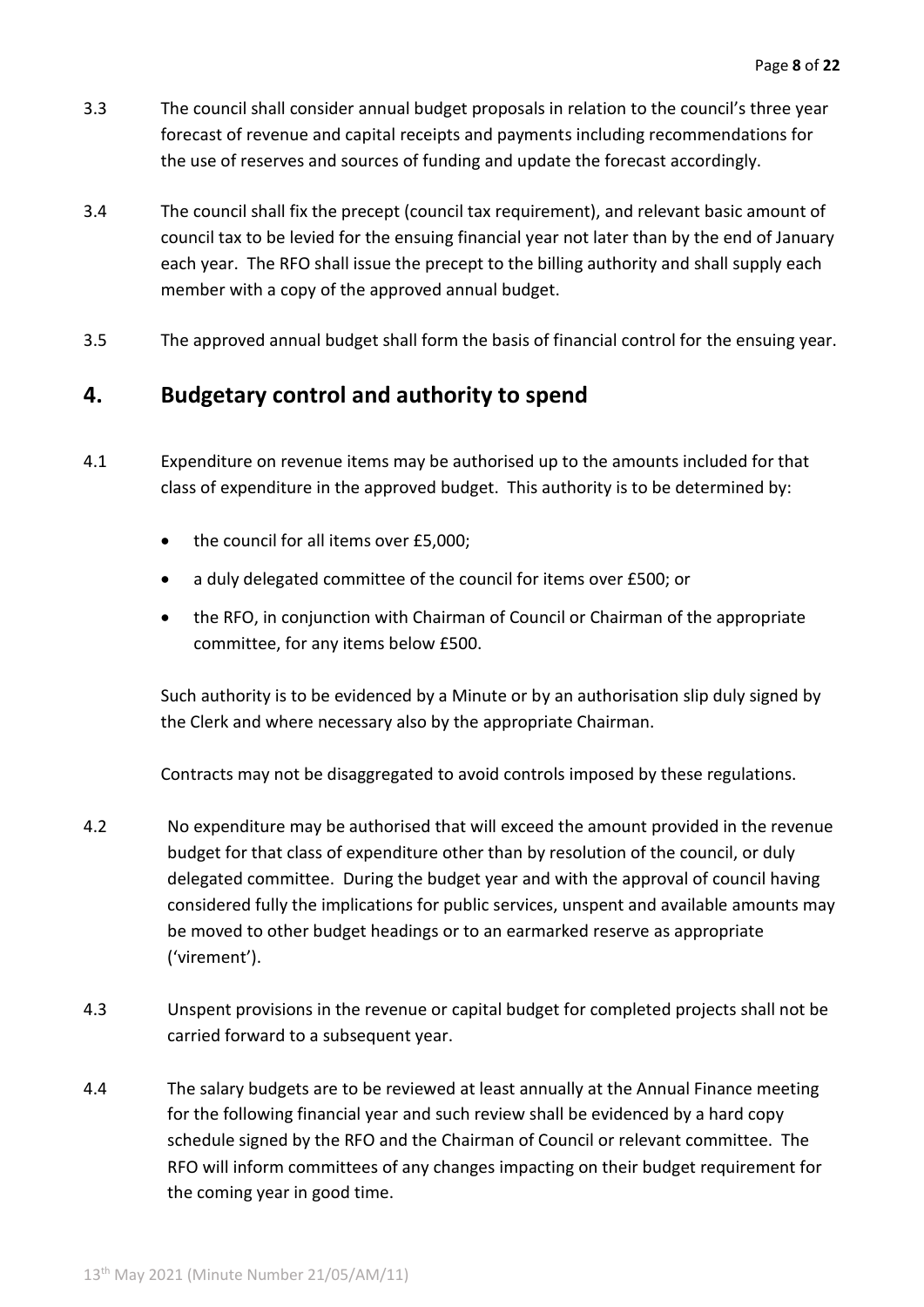3.3 The council shall consider annual budget proposals in relation to the council's three year forecast of revenue and capital receipts and payments including recommendations for the use of reserves and sources of funding and update the forecast accordingly.

3.4 The council shall fix the precept (council tax requirement), and relevant basic amount of council tax to be levied for the ensuing financial year not later than by the end of January each year. The RFO shall issue the precept to the billing authority and shall supply each member with a copy of the approved annual budget.

3.5 The approved annual budget shall form the basis of financial control for the ensuing year.

## 4. Budgetary control and authority to spend

4.1 Expenditure on revenue items may be authorised up to the amounts included for that class of expenditure in the approved budget. This authority is to be determined by:

- the council for all items over £5,000;
- a duly delegated committee of the council for items over £500; or
- the RFO, in conjunction with Chairman of Council or Chairman of the appropriate committee, for any items below £500.

Such authority is to be evidenced by a Minute or by an authorisation slip duly signed by the Clerk and where necessary also by the appropriate Chairman.

Contracts may not be disaggregated to avoid controls imposed by these regulations.

4.2 No expenditure may be authorised that will exceed the amount provided in the revenue budget for that class of expenditure other than by resolution of the council, or duly delegated committee. During the budget year and with the approval of council having considered fully the implications for public services, unspent and available amounts may be moved to other budget headings or to an earmarked reserve as appropriate ('virement').

4.3 Unspent provisions in the revenue or capital budget for completed projects shall not be carried forward to a subsequent year.

4.4 The salary budgets are to be reviewed at least annually at the Annual Finance meeting for the following financial year and such review shall be evidenced by a hard copy schedule signed by the RFO and the Chairman of Council or relevant committee. The RFO will inform committees of any changes impacting on their budget requirement for the coming year in good time.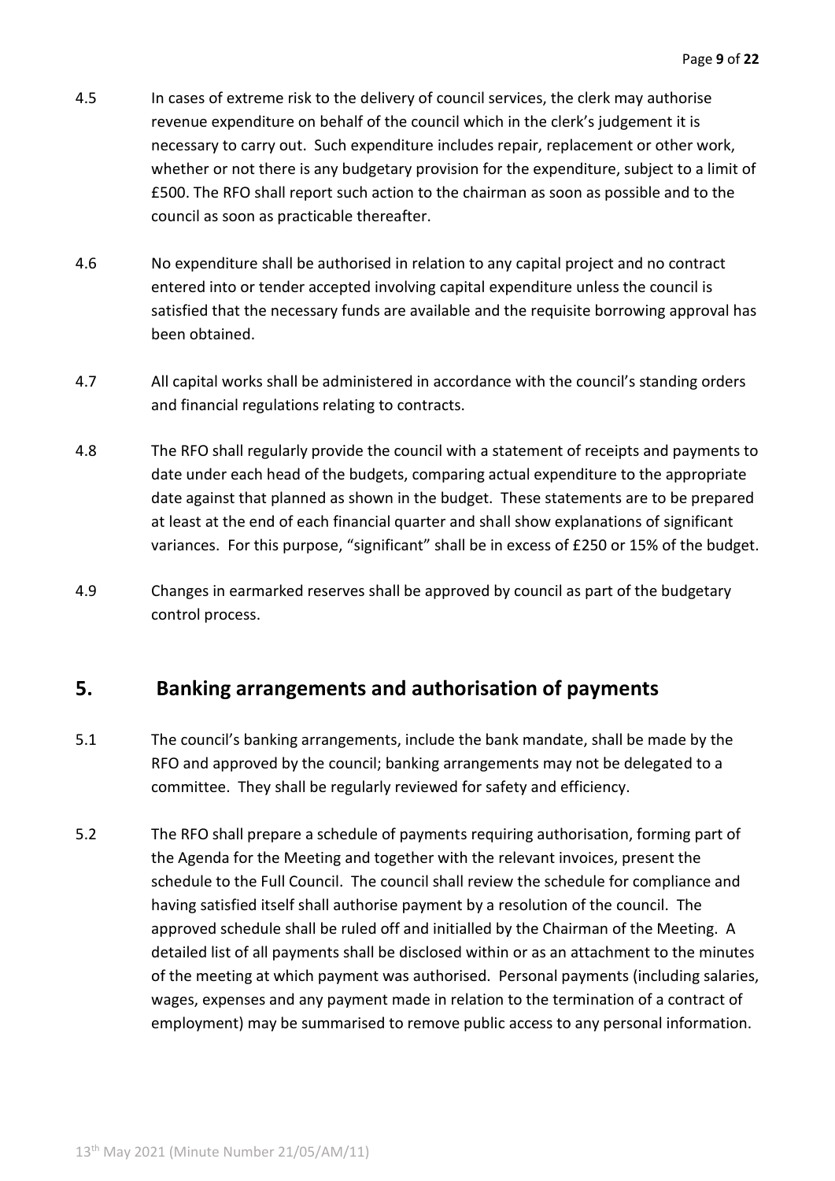4.5 In cases of extreme risk to the delivery of council services, the clerk may authorise revenue expenditure on behalf of the council which in the clerk's judgement it is necessary to carry out. Such expenditure includes repair, replacement or other work, whether or not there is any budgetary provision for the expenditure, subject to a limit of £500. The RFO shall report such action to the chairman as soon as possible and to the council as soon as practicable thereafter.

4.6 No expenditure shall be authorised in relation to any capital project and no contract entered into or tender accepted involving capital expenditure unless the council is satisfied that the necessary funds are available and the requisite borrowing approval has been obtained.

4.7 All capital works shall be administered in accordance with the council's standing orders and financial regulations relating to contracts.

4.8 The RFO shall regularly provide the council with a statement of receipts and payments to date under each head of the budgets, comparing actual expenditure to the appropriate date against that planned as shown in the budget. These statements are to be prepared at least at the end of each financial quarter and shall show explanations of significant variances. For this purpose, "significant" shall be in excess of £250 or 15% of the budget.

4.9 Changes in earmarked reserves shall be approved by council as part of the budgetary control process.

## 5. Banking arrangements and authorisation of payments

5.1 The council's banking arrangements, include the bank mandate, shall be made by the RFO and approved by the council; banking arrangements may not be delegated to a committee. They shall be regularly reviewed for safety and efficiency.

5.2 The RFO shall prepare a schedule of payments requiring authorisation, forming part of the Agenda for the Meeting and together with the relevant invoices, present the schedule to the Full Council. The council shall review the schedule for compliance and having satisfied itself shall authorise payment by a resolution of the council. The approved schedule shall be ruled off and initialled by the Chairman of the Meeting. A detailed list of all payments shall be disclosed within or as an attachment to the minutes of the meeting at which payment was authorised. Personal payments (including salaries, wages, expenses and any payment made in relation to the termination of a contract of employment) may be summarised to remove public access to any personal information.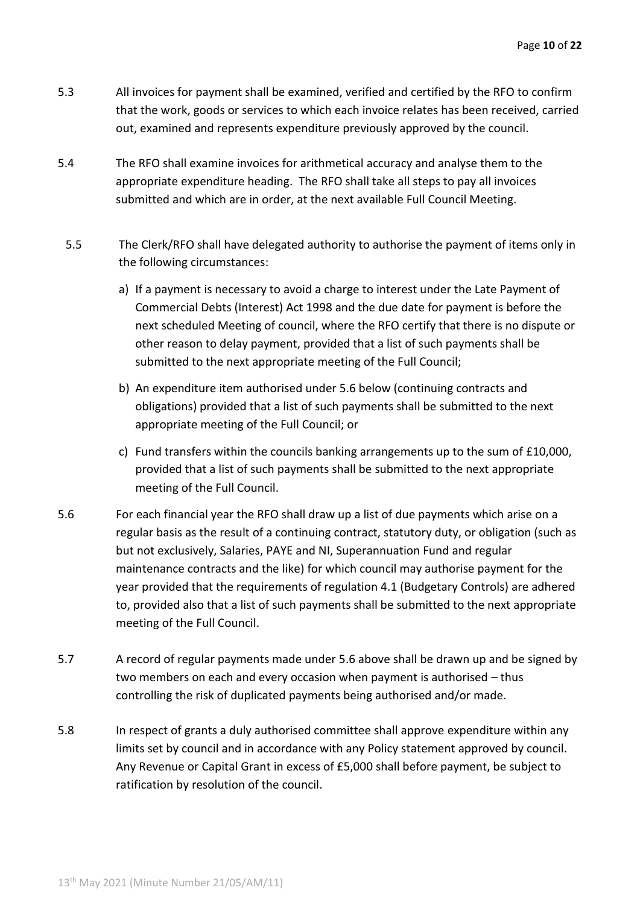5.3 All invoices for payment shall be examined, verified and certified by the RFO to confirm that the work, goods or services to which each invoice relates has been received, carried out, examined and represents expenditure previously approved by the council.

5.4 The RFO shall examine invoices for arithmetical accuracy and analyse them to the appropriate expenditure heading. The RFO shall take all steps to pay all invoices submitted and which are in order, at the next available Full Council Meeting.

5.5 The Clerk/RFO shall have delegated authority to authorise the payment of items only in the following circumstances:

a) If a payment is necessary to avoid a charge to interest under the Late Payment of Commercial Debts (Interest) Act 1998 and the due date for payment is before the next scheduled Meeting of council, where the RFO certify that there is no dispute or other reason to delay payment, provided that a list of such payments shall be submitted to the next appropriate meeting of the Full Council;

b) An expenditure item authorised under 5.6 below (continuing contracts and obligations) provided that a list of such payments shall be submitted to the next appropriate meeting of the Full Council; or

c) Fund transfers within the councils banking arrangements up to the sum of £10,000, provided that a list of such payments shall be submitted to the next appropriate meeting of the Full Council.

5.6 For each financial year the RFO shall draw up a list of due payments which arise on a regular basis as the result of a continuing contract, statutory duty, or obligation (such as but not exclusively, Salaries, PAYE and NI, Superannuation Fund and regular maintenance contracts and the like) for which council may authorise payment for the year provided that the requirements of regulation 4.1 (Budgetary Controls) are adhered to, provided also that a list of such payments shall be submitted to the next appropriate meeting of the Full Council.

5.7 A record of regular payments made under 5.6 above shall be drawn up and be signed by two members on each and every occasion when payment is authorised – thus controlling the risk of duplicated payments being authorised and/or made.

5.8 In respect of grants a duly authorised committee shall approve expenditure within any limits set by council and in accordance with any Policy statement approved by council. Any Revenue or Capital Grant in excess of £5,000 shall before payment, be subject to ratification by resolution of the council.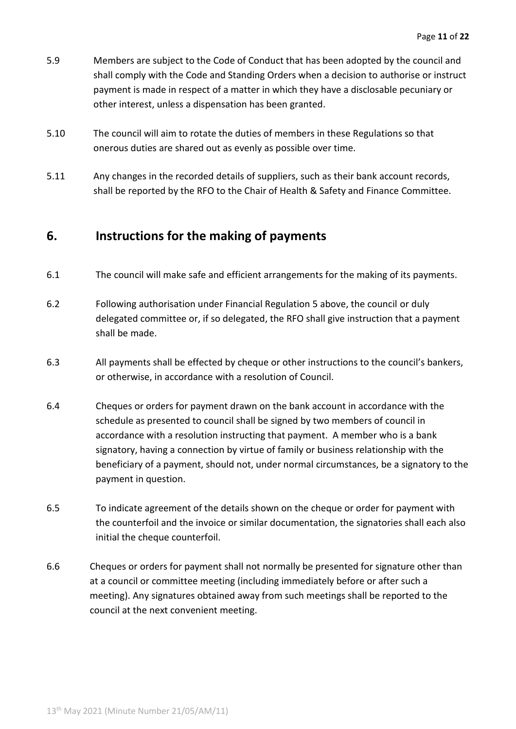5.9 Members are subject to the Code of Conduct that has been adopted by the council and shall comply with the Code and Standing Orders when a decision to authorise or instruct payment is made in respect of a matter in which they have a disclosable pecuniary or other interest, unless a dispensation has been granted.

5.10 The council will aim to rotate the duties of members in these Regulations so that onerous duties are shared out as evenly as possible over time.

5.11 Any changes in the recorded details of suppliers, such as their bank account records, shall be reported by the RFO to the Chair of Health & Safety and Finance Committee.

## 6. Instructions for the making of payments

6.1 The council will make safe and efficient arrangements for the making of its payments.

6.2 Following authorisation under Financial Regulation 5 above, the council or duly delegated committee or, if so delegated, the RFO shall give instruction that a payment shall be made.

6.3 All payments shall be effected by cheque or other instructions to the council's bankers, or otherwise, in accordance with a resolution of Council.

6.4 Cheques or orders for payment drawn on the bank account in accordance with the schedule as presented to council shall be signed by two members of council in accordance with a resolution instructing that payment. A member who is a bank signatory, having a connection by virtue of family or business relationship with the beneficiary of a payment, should not, under normal circumstances, be a signatory to the payment in question.

6.5 To indicate agreement of the details shown on the cheque or order for payment with the counterfoil and the invoice or similar documentation, the signatories shall each also initial the cheque counterfoil.

6.6 Cheques or orders for payment shall not normally be presented for signature other than at a council or committee meeting (including immediately before or after such a meeting). Any signatures obtained away from such meetings shall be reported to the council at the next convenient meeting.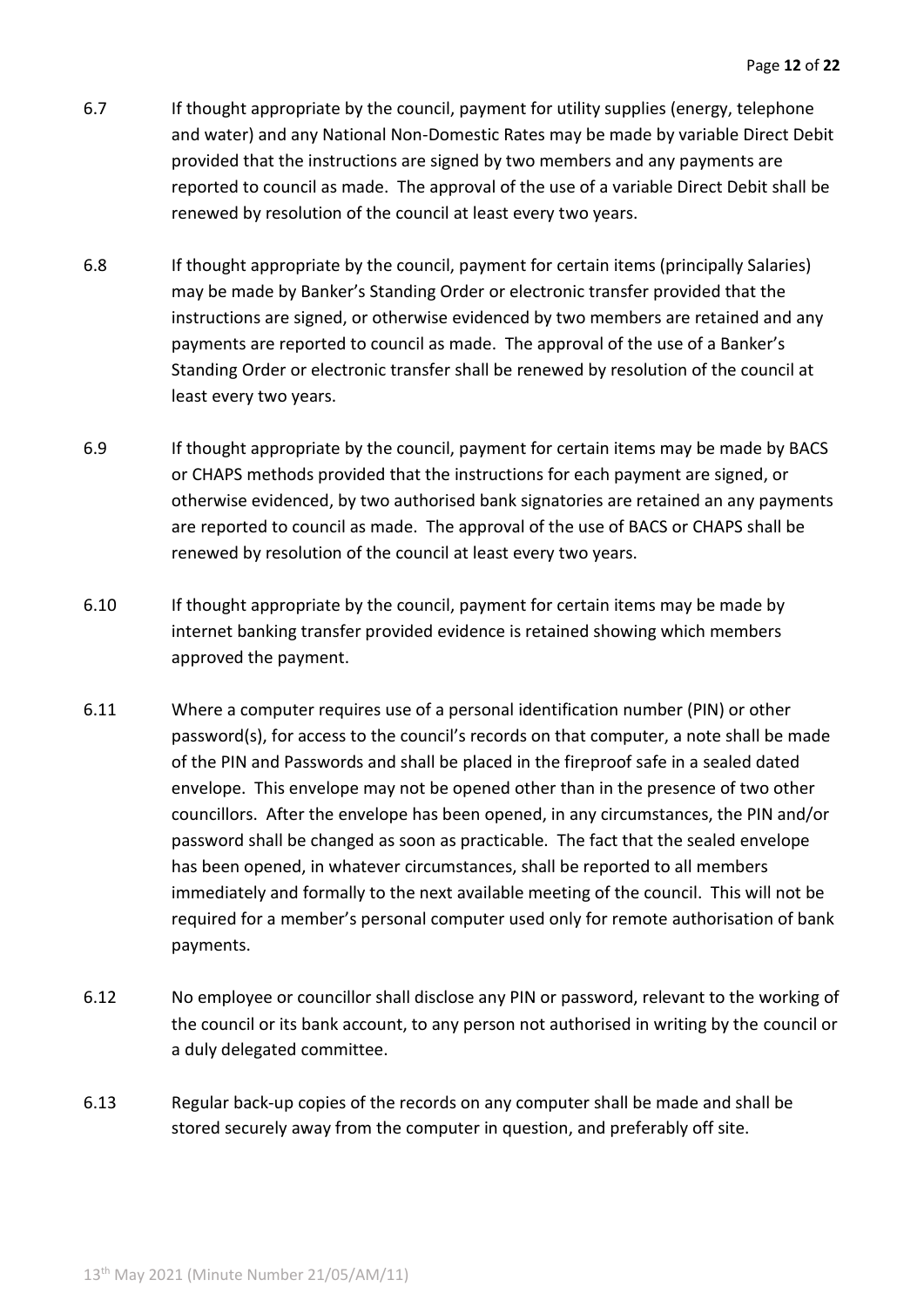6.7 If thought appropriate by the council, payment for utility supplies (energy, telephone and water) and any National Non-Domestic Rates may be made by variable Direct Debit provided that the instructions are signed by two members and any payments are reported to council as made. The approval of the use of a variable Direct Debit shall be renewed by resolution of the council at least every two years.

6.8 If thought appropriate by the council, payment for certain items (principally Salaries) may be made by Banker's Standing Order or electronic transfer provided that the instructions are signed, or otherwise evidenced by two members are retained and any payments are reported to council as made. The approval of the use of a Banker's Standing Order or electronic transfer shall be renewed by resolution of the council at least every two years.

6.9 If thought appropriate by the council, payment for certain items may be made by BACS or CHAPS methods provided that the instructions for each payment are signed, or otherwise evidenced, by two authorised bank signatories are retained an any payments are reported to council as made. The approval of the use of BACS or CHAPS shall be renewed by resolution of the council at least every two years.

6.10 If thought appropriate by the council, payment for certain items may be made by internet banking transfer provided evidence is retained showing which members approved the payment.

6.11 Where a computer requires use of a personal identification number (PIN) or other password(s), for access to the council's records on that computer, a note shall be made of the PIN and Passwords and shall be placed in the fireproof safe in a sealed dated envelope. This envelope may not be opened other than in the presence of two other councillors. After the envelope has been opened, in any circumstances, the PIN and/or password shall be changed as soon as practicable. The fact that the sealed envelope has been opened, in whatever circumstances, shall be reported to all members immediately and formally to the next available meeting of the council. This will not be required for a member's personal computer used only for remote authorisation of bank payments.

6.12 No employee or councillor shall disclose any PIN or password, relevant to the working of the council or its bank account, to any person not authorised in writing by the council or a duly delegated committee.

6.13 Regular back-up copies of the records on any computer shall be made and shall be stored securely away from the computer in question, and preferably off site.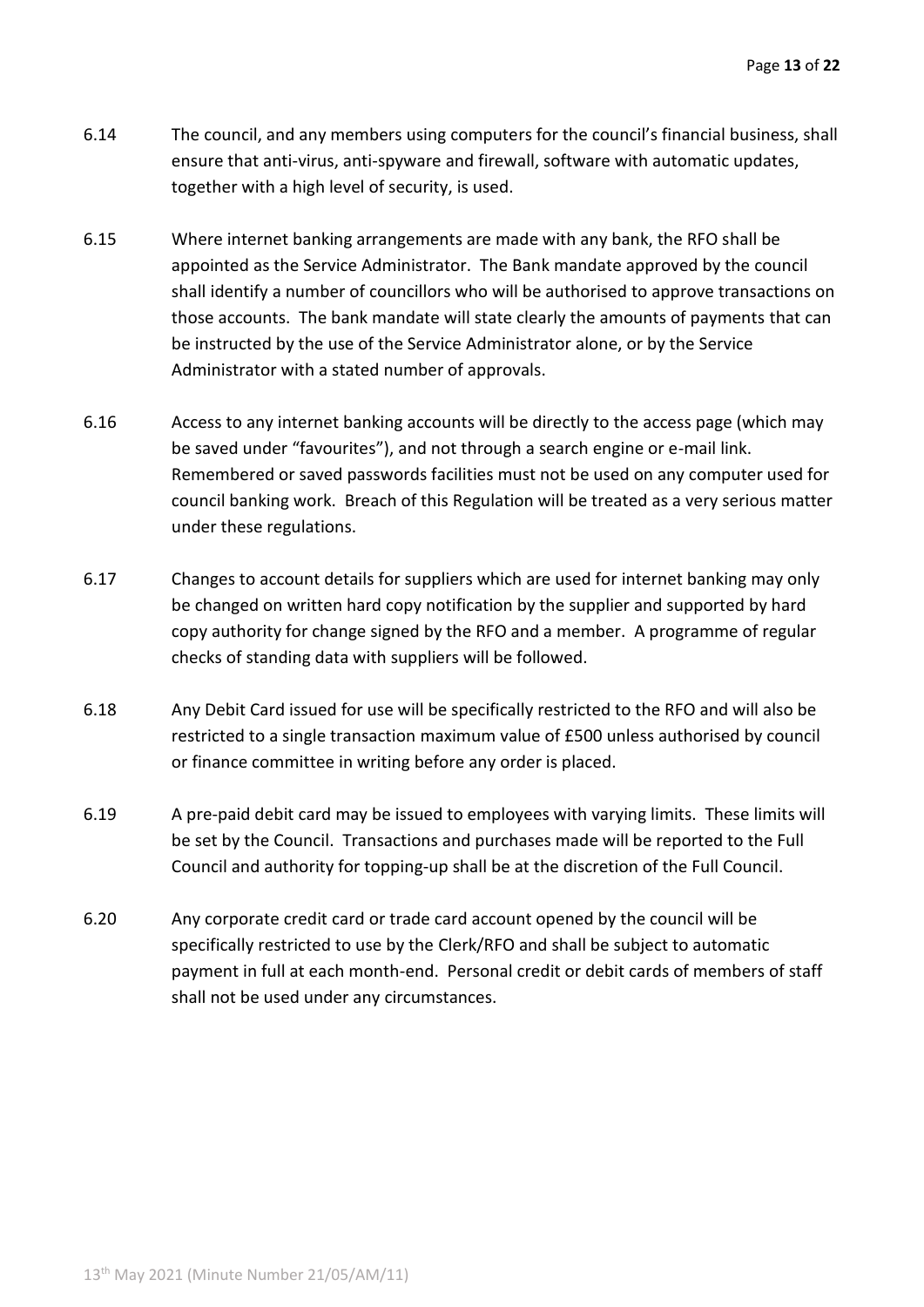6.14 The council, and any members using computers for the council's financial business, shall ensure that anti-virus, anti-spyware and firewall, software with automatic updates, together with a high level of security, is used.

6.15 Where internet banking arrangements are made with any bank, the RFO shall be appointed as the Service Administrator. The Bank mandate approved by the council shall identify a number of councillors who will be authorised to approve transactions on those accounts. The bank mandate will state clearly the amounts of payments that can be instructed by the use of the Service Administrator alone, or by the Service Administrator with a stated number of approvals.

6.16 Access to any internet banking accounts will be directly to the access page (which may be saved under "favourites"), and not through a search engine or e-mail link. Remembered or saved passwords facilities must not be used on any computer used for council banking work. Breach of this Regulation will be treated as a very serious matter under these regulations.

6.17 Changes to account details for suppliers which are used for internet banking may only be changed on written hard copy notification by the supplier and supported by hard copy authority for change signed by the RFO and a member. A programme of regular checks of standing data with suppliers will be followed.

6.18 Any Debit Card issued for use will be specifically restricted to the RFO and will also be restricted to a single transaction maximum value of £500 unless authorised by council or finance committee in writing before any order is placed.

6.19 A pre-paid debit card may be issued to employees with varying limits. These limits will be set by the Council. Transactions and purchases made will be reported to the Full Council and authority for topping-up shall be at the discretion of the Full Council.

6.20 Any corporate credit card or trade card account opened by the council will be specifically restricted to use by the Clerk/RFO and shall be subject to automatic payment in full at each month-end. Personal credit or debit cards of members of staff shall not be used under any circumstances.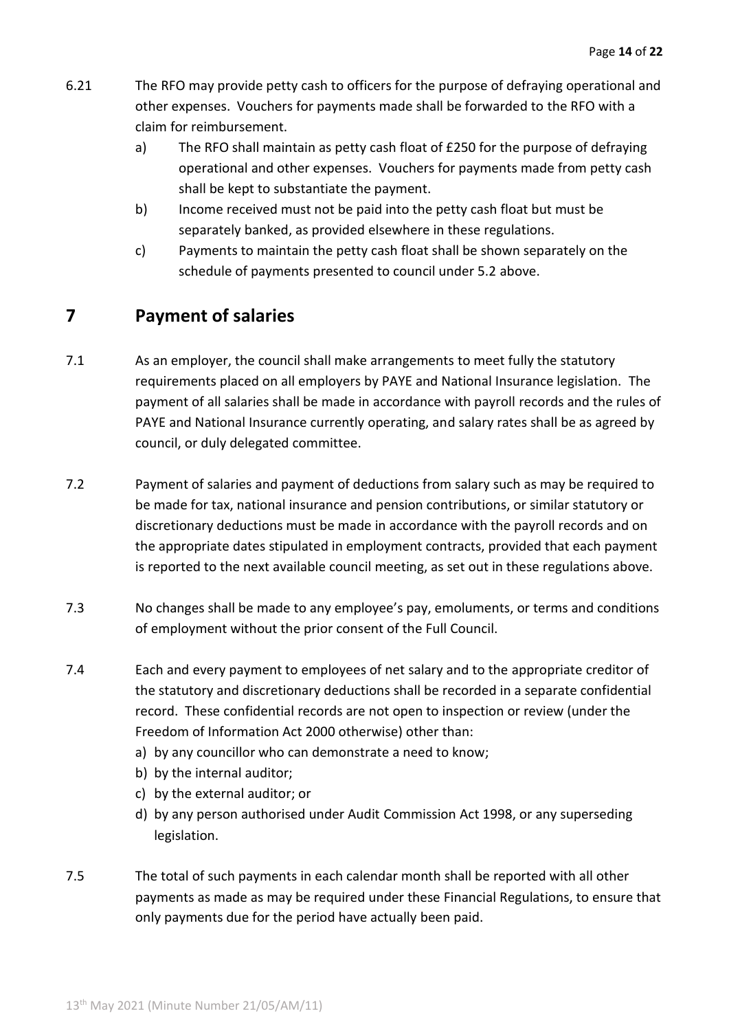6.21 The RFO may provide petty cash to officers for the purpose of defraying operational and other expenses. Vouchers for payments made shall be forwarded to the RFO with a claim for reimbursement.

a) The RFO shall maintain as petty cash float of £250 for the purpose of defraying operational and other expenses. Vouchers for payments made from petty cash shall be kept to substantiate the payment.

b) Income received must not be paid into the petty cash float but must be separately banked, as provided elsewhere in these regulations.

c) Payments to maintain the petty cash float shall be shown separately on the schedule of payments presented to council under 5.2 above.

# 7 Payment of salaries

7.1 As an employer, the council shall make arrangements to meet fully the statutory requirements placed on all employers by PAYE and National Insurance legislation. The payment of all salaries shall be made in accordance with payroll records and the rules of PAYE and National Insurance currently operating, and salary rates shall be as agreed by council, or duly delegated committee.

7.2 Payment of salaries and payment of deductions from salary such as may be required to be made for tax, national insurance and pension contributions, or similar statutory or discretionary deductions must be made in accordance with the payroll records and on the appropriate dates stipulated in employment contracts, provided that each payment is reported to the next available council meeting, as set out in these regulations above.

7.3 No changes shall be made to any employee's pay, emoluments, or terms and conditions of employment without the prior consent of the Full Council.

7.4 Each and every payment to employees of net salary and to the appropriate creditor of the statutory and discretionary deductions shall be recorded in a separate confidential record. These confidential records are not open to inspection or review (under the Freedom of Information Act 2000 otherwise) other than:

a) by any councillor who can demonstrate a need to know;
b) by the internal auditor;
c) by the external auditor; or
d) by any person authorised under Audit Commission Act 1998, or any superseding legislation.

7.5 The total of such payments in each calendar month shall be reported with all other payments as made as may be required under these Financial Regulations, to ensure that only payments due for the period have actually been paid.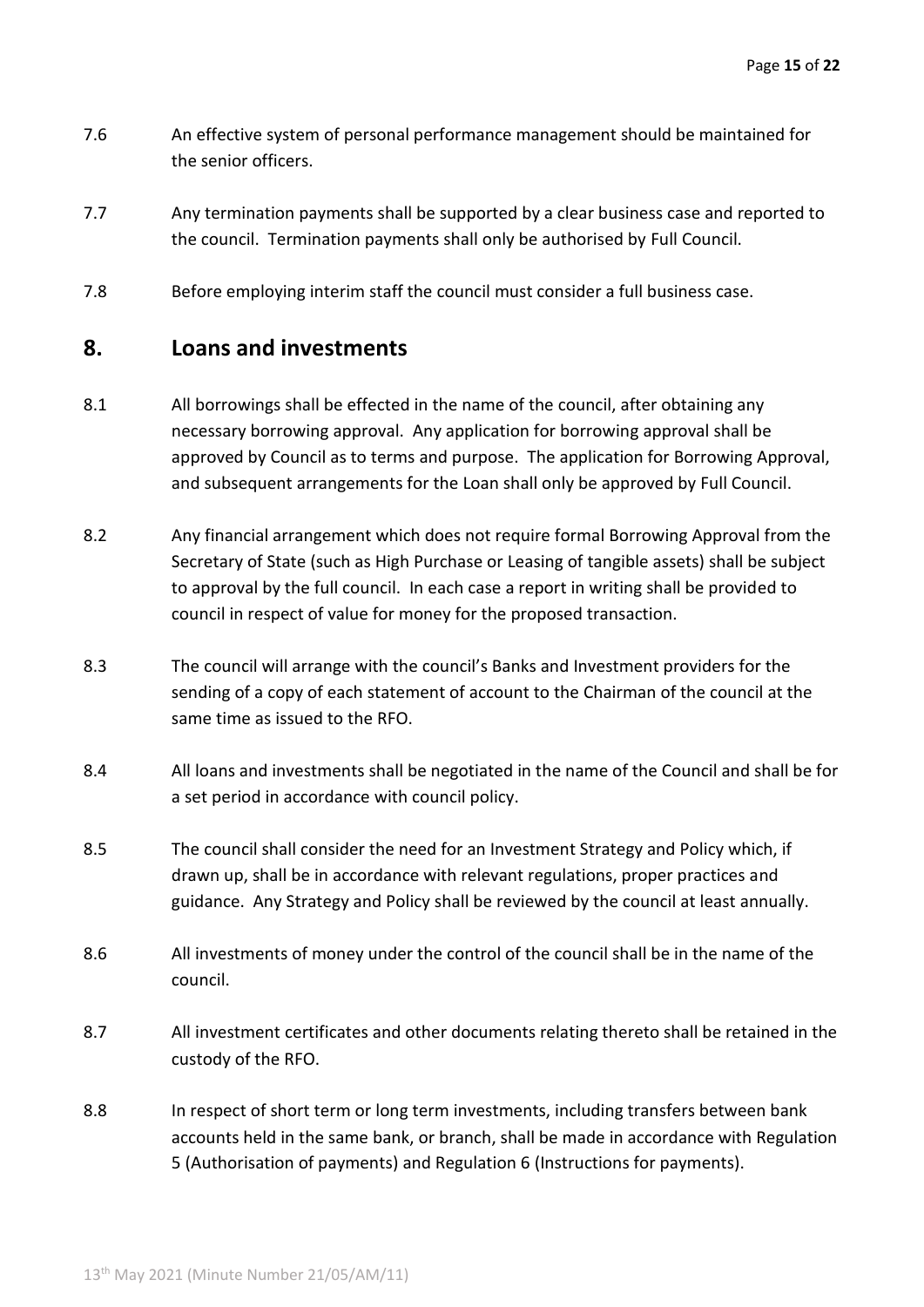7.6 An effective system of personal performance management should be maintained for the senior officers.

7.7 Any termination payments shall be supported by a clear business case and reported to the council. Termination payments shall only be authorised by Full Council.

7.8 Before employing interim staff the council must consider a full business case.

## 8. Loans and investments

8.1 All borrowings shall be effected in the name of the council, after obtaining any necessary borrowing approval. Any application for borrowing approval shall be approved by Council as to terms and purpose. The application for Borrowing Approval, and subsequent arrangements for the Loan shall only be approved by Full Council.

8.2 Any financial arrangement which does not require formal Borrowing Approval from the Secretary of State (such as High Purchase or Leasing of tangible assets) shall be subject to approval by the full council. In each case a report in writing shall be provided to council in respect of value for money for the proposed transaction.

8.3 The council will arrange with the council's Banks and Investment providers for the sending of a copy of each statement of account to the Chairman of the council at the same time as issued to the RFO.

8.4 All loans and investments shall be negotiated in the name of the Council and shall be for a set period in accordance with council policy.

8.5 The council shall consider the need for an Investment Strategy and Policy which, if drawn up, shall be in accordance with relevant regulations, proper practices and guidance. Any Strategy and Policy shall be reviewed by the council at least annually.

8.6 All investments of money under the control of the council shall be in the name of the council.

8.7 All investment certificates and other documents relating thereto shall be retained in the custody of the RFO.

8.8 In respect of short term or long term investments, including transfers between bank accounts held in the same bank, or branch, shall be made in accordance with Regulation 5 (Authorisation of payments) and Regulation 6 (Instructions for payments).

13th May 2021 (Minute Number 21/05/AM/11)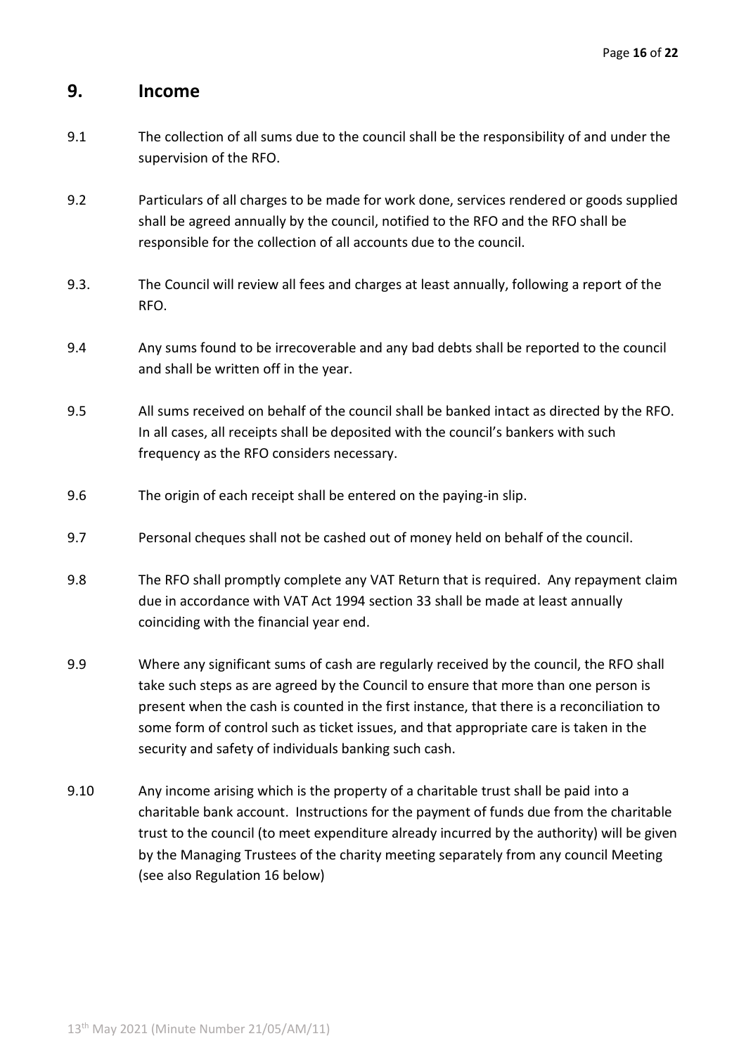## 9. Income

9.1 The collection of all sums due to the council shall be the responsibility of and under the supervision of the RFO.

9.2 Particulars of all charges to be made for work done, services rendered or goods supplied shall be agreed annually by the council, notified to the RFO and the RFO shall be responsible for the collection of all accounts due to the council.

9.3. The Council will review all fees and charges at least annually, following a report of the RFO.

9.4 Any sums found to be irrecoverable and any bad debts shall be reported to the council and shall be written off in the year.

9.5 All sums received on behalf of the council shall be banked intact as directed by the RFO. In all cases, all receipts shall be deposited with the council's bankers with such frequency as the RFO considers necessary.

9.6 The origin of each receipt shall be entered on the paying-in slip.

9.7 Personal cheques shall not be cashed out of money held on behalf of the council.

9.8 The RFO shall promptly complete any VAT Return that is required. Any repayment claim due in accordance with VAT Act 1994 section 33 shall be made at least annually coinciding with the financial year end.

9.9 Where any significant sums of cash are regularly received by the council, the RFO shall take such steps as are agreed by the Council to ensure that more than one person is present when the cash is counted in the first instance, that there is a reconciliation to some form of control such as ticket issues, and that appropriate care is taken in the security and safety of individuals banking such cash.

9.10 Any income arising which is the property of a charitable trust shall be paid into a charitable bank account. Instructions for the payment of funds due from the charitable trust to the council (to meet expenditure already incurred by the authority) will be given by the Managing Trustees of the charity meeting separately from any council Meeting (see also Regulation 16 below)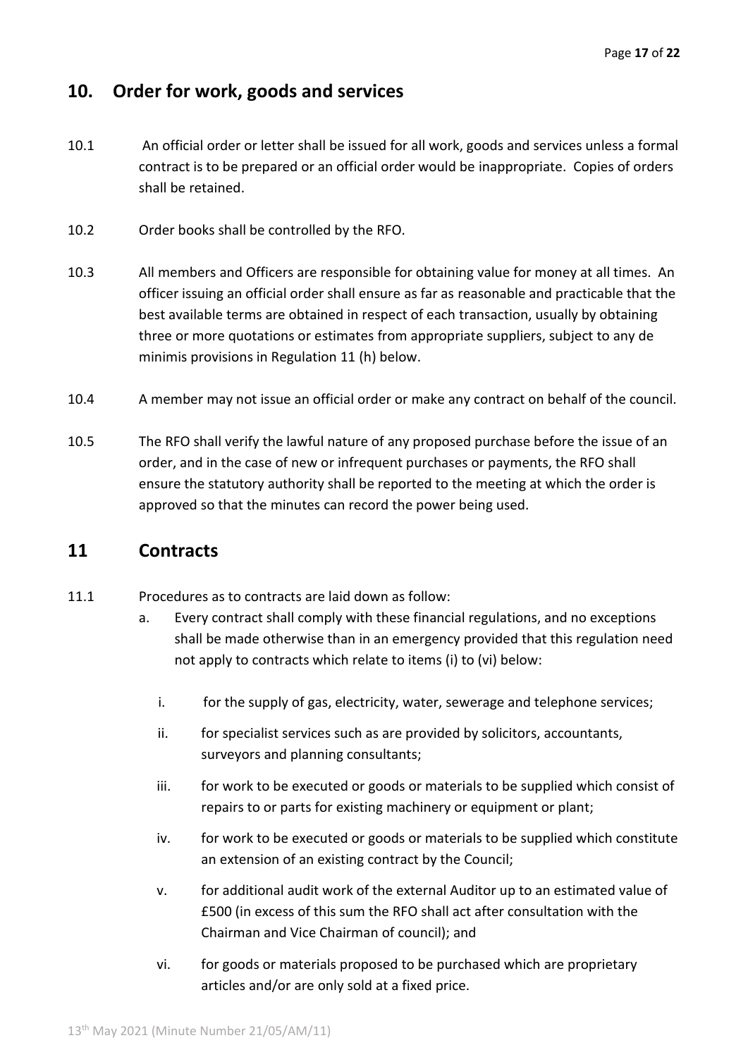## 10. Order for work, goods and services

10.1 An official order or letter shall be issued for all work, goods and services unless a formal contract is to be prepared or an official order would be inappropriate. Copies of orders shall be retained.

10.2 Order books shall be controlled by the RFO.

10.3 All members and Officers are responsible for obtaining value for money at all times. An officer issuing an official order shall ensure as far as reasonable and practicable that the best available terms are obtained in respect of each transaction, usually by obtaining three or more quotations or estimates from appropriate suppliers, subject to any de minimis provisions in Regulation 11 (h) below.

10.4 A member may not issue an official order or make any contract on behalf of the council.

10.5 The RFO shall verify the lawful nature of any proposed purchase before the issue of an order, and in the case of new or infrequent purchases or payments, the RFO shall ensure the statutory authority shall be reported to the meeting at which the order is approved so that the minutes can record the power being used.

## 11 Contracts

11.1 Procedures as to contracts are laid down as follow:

a. Every contract shall comply with these financial regulations, and no exceptions shall be made otherwise than in an emergency provided that this regulation need not apply to contracts which relate to items (i) to (vi) below:

   i. for the supply of gas, electricity, water, sewerage and telephone services;

   ii. for specialist services such as are provided by solicitors, accountants, surveyors and planning consultants;

   iii. for work to be executed or goods or materials to be supplied which consist of repairs to or parts for existing machinery or equipment or plant;

   iv. for work to be executed or goods or materials to be supplied which constitute an extension of an existing contract by the Council;

   v. for additional audit work of the external Auditor up to an estimated value of £500 (in excess of this sum the RFO shall act after consultation with the Chairman and Vice Chairman of council); and

   vi. for goods or materials proposed to be purchased which are proprietary articles and/or are only sold at a fixed price.

13th May 2021 (Minute Number 21/05/AM/11)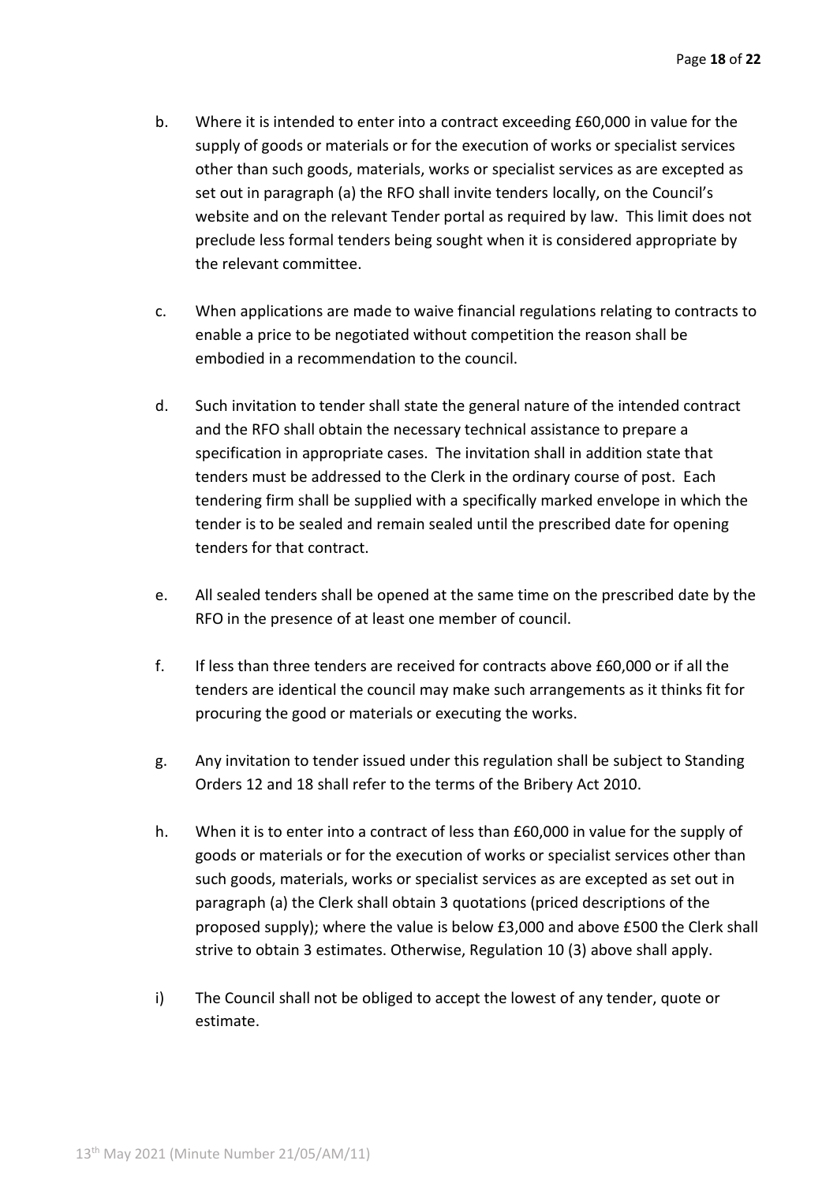b. Where it is intended to enter into a contract exceeding £60,000 in value for the supply of goods or materials or for the execution of works or specialist services other than such goods, materials, works or specialist services as are excepted as set out in paragraph (a) the RFO shall invite tenders locally, on the Council's website and on the relevant Tender portal as required by law. This limit does not preclude less formal tenders being sought when it is considered appropriate by the relevant committee.

c. When applications are made to waive financial regulations relating to contracts to enable a price to be negotiated without competition the reason shall be embodied in a recommendation to the council.

d. Such invitation to tender shall state the general nature of the intended contract and the RFO shall obtain the necessary technical assistance to prepare a specification in appropriate cases. The invitation shall in addition state that tenders must be addressed to the Clerk in the ordinary course of post. Each tendering firm shall be supplied with a specifically marked envelope in which the tender is to be sealed and remain sealed until the prescribed date for opening tenders for that contract.

e. All sealed tenders shall be opened at the same time on the prescribed date by the RFO in the presence of at least one member of council.

f. If less than three tenders are received for contracts above £60,000 or if all the tenders are identical the council may make such arrangements as it thinks fit for procuring the good or materials or executing the works.

g. Any invitation to tender issued under this regulation shall be subject to Standing Orders 12 and 18 shall refer to the terms of the Bribery Act 2010.

h. When it is to enter into a contract of less than £60,000 in value for the supply of goods or materials or for the execution of works or specialist services other than such goods, materials, works or specialist services as are excepted as set out in paragraph (a) the Clerk shall obtain 3 quotations (priced descriptions of the proposed supply); where the value is below £3,000 and above £500 the Clerk shall strive to obtain 3 estimates. Otherwise, Regulation 10 (3) above shall apply.

i) The Council shall not be obliged to accept the lowest of any tender, quote or estimate.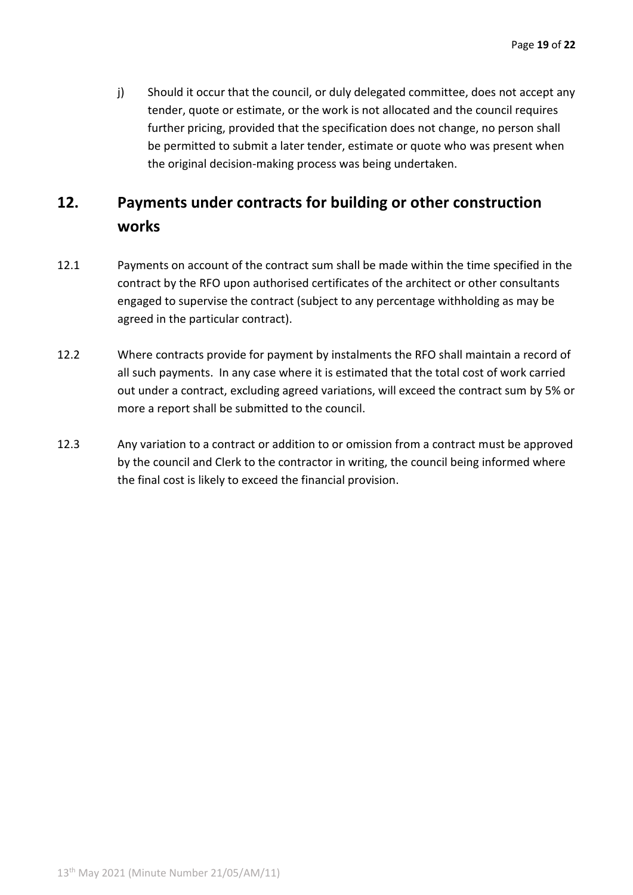j) Should it occur that the council, or duly delegated committee, does not accept any tender, quote or estimate, or the work is not allocated and the council requires further pricing, provided that the specification does not change, no person shall be permitted to submit a later tender, estimate or quote who was present when the original decision-making process was being undertaken.

## 12. Payments under contracts for building or other construction works

12.1 Payments on account of the contract sum shall be made within the time specified in the contract by the RFO upon authorised certificates of the architect or other consultants engaged to supervise the contract (subject to any percentage withholding as may be agreed in the particular contract).

12.2 Where contracts provide for payment by instalments the RFO shall maintain a record of all such payments. In any case where it is estimated that the total cost of work carried out under a contract, excluding agreed variations, will exceed the contract sum by 5% or more a report shall be submitted to the council.

12.3 Any variation to a contract or addition to or omission from a contract must be approved by the council and Clerk to the contractor in writing, the council being informed where the final cost is likely to exceed the financial provision.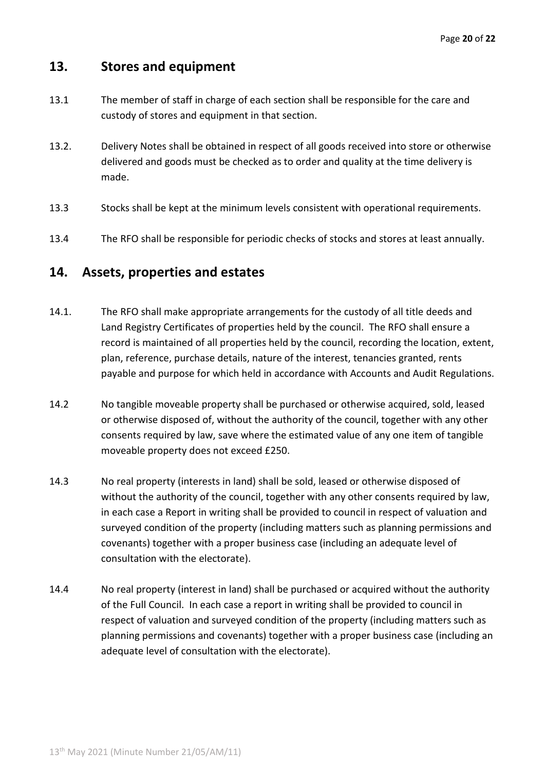## 13. Stores and equipment

13.1 The member of staff in charge of each section shall be responsible for the care and custody of stores and equipment in that section.

13.2. Delivery Notes shall be obtained in respect of all goods received into store or otherwise delivered and goods must be checked as to order and quality at the time delivery is made.

13.3 Stocks shall be kept at the minimum levels consistent with operational requirements.

13.4 The RFO shall be responsible for periodic checks of stocks and stores at least annually.

## 14. Assets, properties and estates

14.1. The RFO shall make appropriate arrangements for the custody of all title deeds and Land Registry Certificates of properties held by the council. The RFO shall ensure a record is maintained of all properties held by the council, recording the location, extent, plan, reference, purchase details, nature of the interest, tenancies granted, rents payable and purpose for which held in accordance with Accounts and Audit Regulations.

14.2 No tangible moveable property shall be purchased or otherwise acquired, sold, leased or otherwise disposed of, without the authority of the council, together with any other consents required by law, save where the estimated value of any one item of tangible moveable property does not exceed £250.

14.3 No real property (interests in land) shall be sold, leased or otherwise disposed of without the authority of the council, together with any other consents required by law, in each case a Report in writing shall be provided to council in respect of valuation and surveyed condition of the property (including matters such as planning permissions and covenants) together with a proper business case (including an adequate level of consultation with the electorate).

14.4 No real property (interest in land) shall be purchased or acquired without the authority of the Full Council. In each case a report in writing shall be provided to council in respect of valuation and surveyed condition of the property (including matters such as planning permissions and covenants) together with a proper business case (including an adequate level of consultation with the electorate).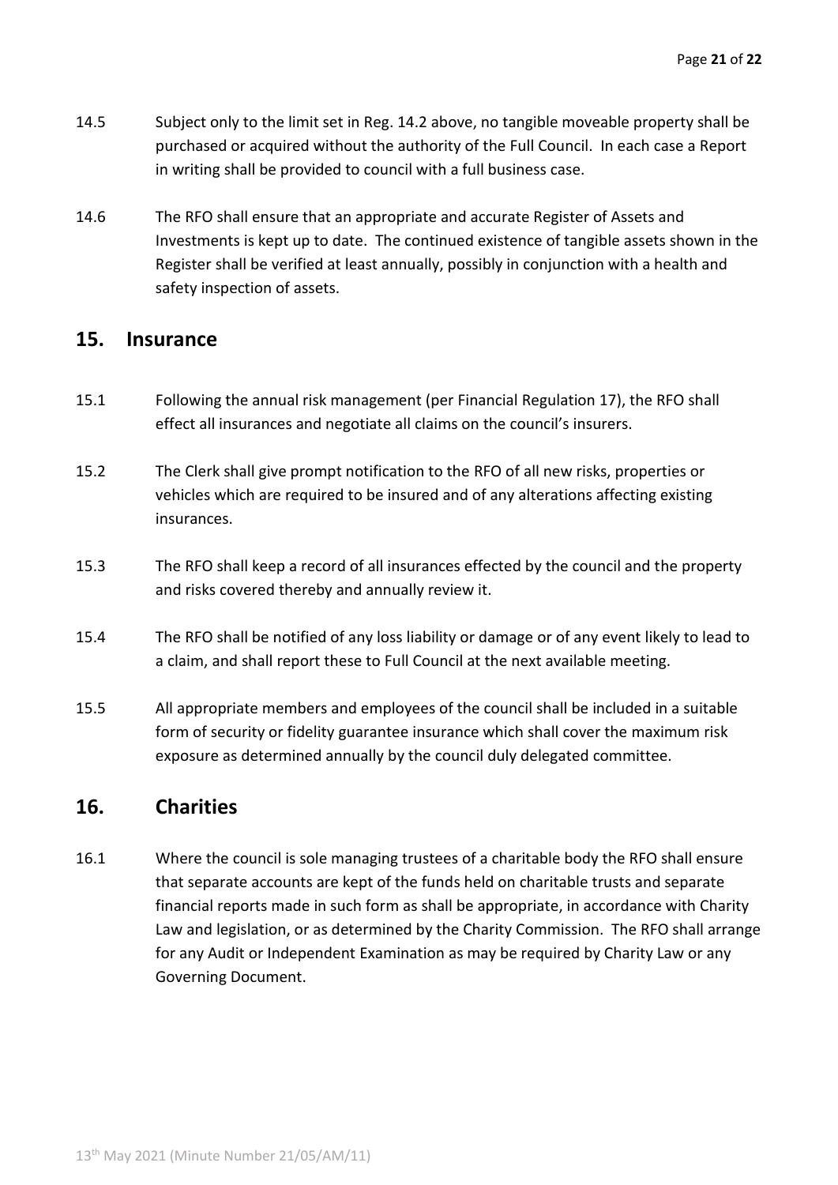14.5 Subject only to the limit set in Reg. 14.2 above, no tangible moveable property shall be purchased or acquired without the authority of the Full Council. In each case a Report in writing shall be provided to council with a full business case.

14.6 The RFO shall ensure that an appropriate and accurate Register of Assets and Investments is kept up to date. The continued existence of tangible assets shown in the Register shall be verified at least annually, possibly in conjunction with a health and safety inspection of assets.

## 15. Insurance

15.1 Following the annual risk management (per Financial Regulation 17), the RFO shall effect all insurances and negotiate all claims on the council's insurers.

15.2 The Clerk shall give prompt notification to the RFO of all new risks, properties or vehicles which are required to be insured and of any alterations affecting existing insurances.

15.3 The RFO shall keep a record of all insurances effected by the council and the property and risks covered thereby and annually review it.

15.4 The RFO shall be notified of any loss liability or damage or of any event likely to lead to a claim, and shall report these to Full Council at the next available meeting.

15.5 All appropriate members and employees of the council shall be included in a suitable form of security or fidelity guarantee insurance which shall cover the maximum risk exposure as determined annually by the council duly delegated committee.

## 16. Charities

16.1 Where the council is sole managing trustees of a charitable body the RFO shall ensure that separate accounts are kept of the funds held on charitable trusts and separate financial reports made in such form as shall be appropriate, in accordance with Charity Law and legislation, or as determined by the Charity Commission. The RFO shall arrange for any Audit or Independent Examination as may be required by Charity Law or any Governing Document.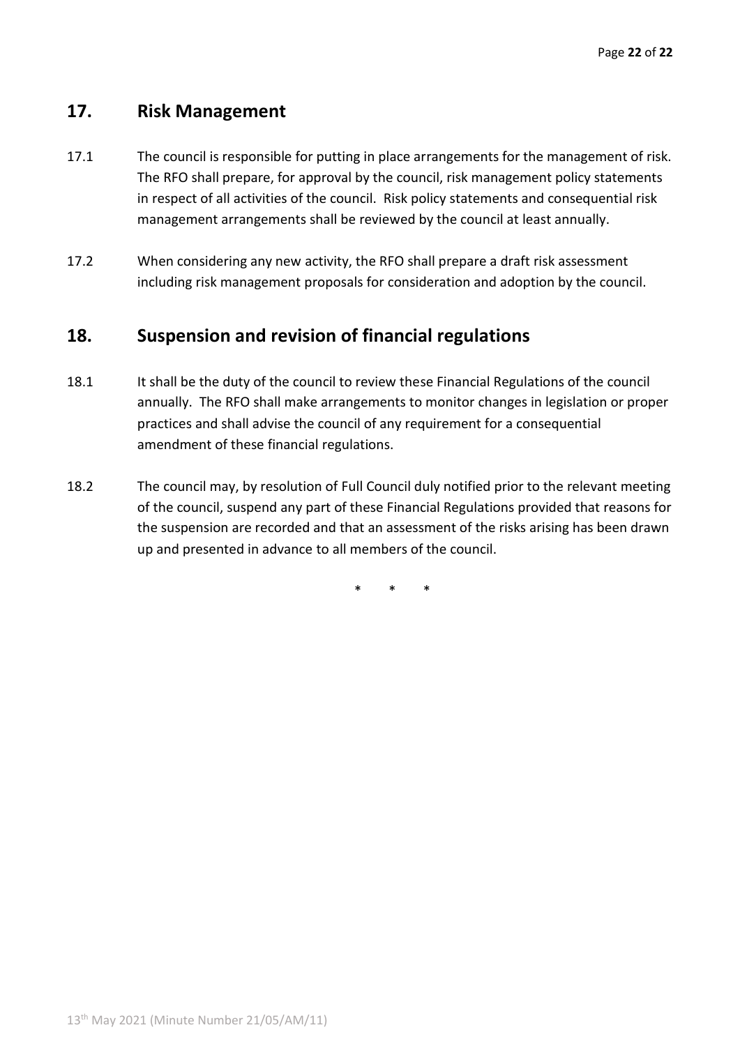## 17. Risk Management

17.1 The council is responsible for putting in place arrangements for the management of risk. The RFO shall prepare, for approval by the council, risk management policy statements in respect of all activities of the council. Risk policy statements and consequential risk management arrangements shall be reviewed by the council at least annually.

17.2 When considering any new activity, the RFO shall prepare a draft risk assessment including risk management proposals for consideration and adoption by the council.

## 18. Suspension and revision of financial regulations

18.1 It shall be the duty of the council to review these Financial Regulations of the council annually. The RFO shall make arrangements to monitor changes in legislation or proper practices and shall advise the council of any requirement for a consequential amendment of these financial regulations.

18.2 The council may, by resolution of Full Council duly notified prior to the relevant meeting of the council, suspend any part of these Financial Regulations provided that reasons for the suspension are recorded and that an assessment of the risks arising has been drawn up and presented in advance to all members of the council.

\* \* \*